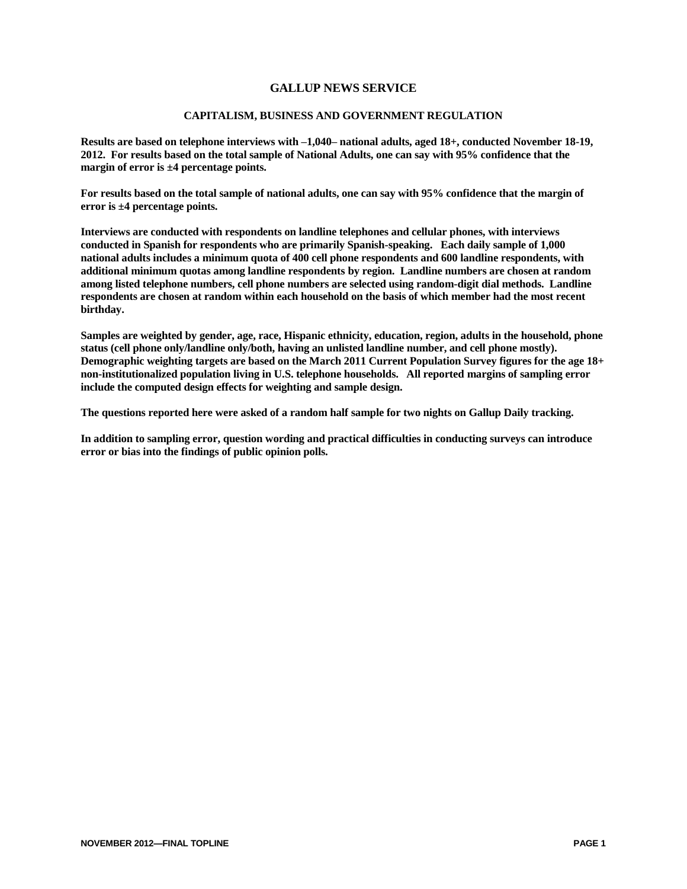# GALLUP NEWS SERVICE

## CAPITALISM, BUSINESS AND GOVERNMENT REGULATION

**Results are based on telephone interviews with –1,040– national adults, aged 18+, conducted November 18-19, 2012. For results based on the total sample of National Adults, one can say with 95% confidence that the margin of error is ±4 percentage points.**

**For results based on the total sample of national adults, one can say with 95% confidence that the margin of error is ±4 percentage points.**

**Interviews are conducted with respondents on landline telephones and cellular phones, with interviews conducted in Spanish for respondents who are primarily Spanish-speaking. Each daily sample of 1,000 national adults includes a minimum quota of 400 cell phone respondents and 600 landline respondents, with additional minimum quotas among landline respondents by region. Landline numbers are chosen at random among listed telephone numbers, cell phone numbers are selected using random-digit dial methods. Landline respondents are chosen at random within each household on the basis of which member had the most recent birthday.**

**Samples are weighted by gender, age, race, Hispanic ethnicity, education, region, adults in the household, phone status (cell phone only/landline only/both, having an unlisted landline number, and cell phone mostly). Demographic weighting targets are based on the March 2011 Current Population Survey figures for the age 18+ non-institutionalized population living in U.S. telephone households. All reported margins of sampling error include the computed design effects for weighting and sample design.**

**The questions reported here were asked of a random half sample for two nights on Gallup Daily tracking.**

**In addition to sampling error, question wording and practical difficulties in conducting surveys can introduce error or bias into the findings of public opinion polls.**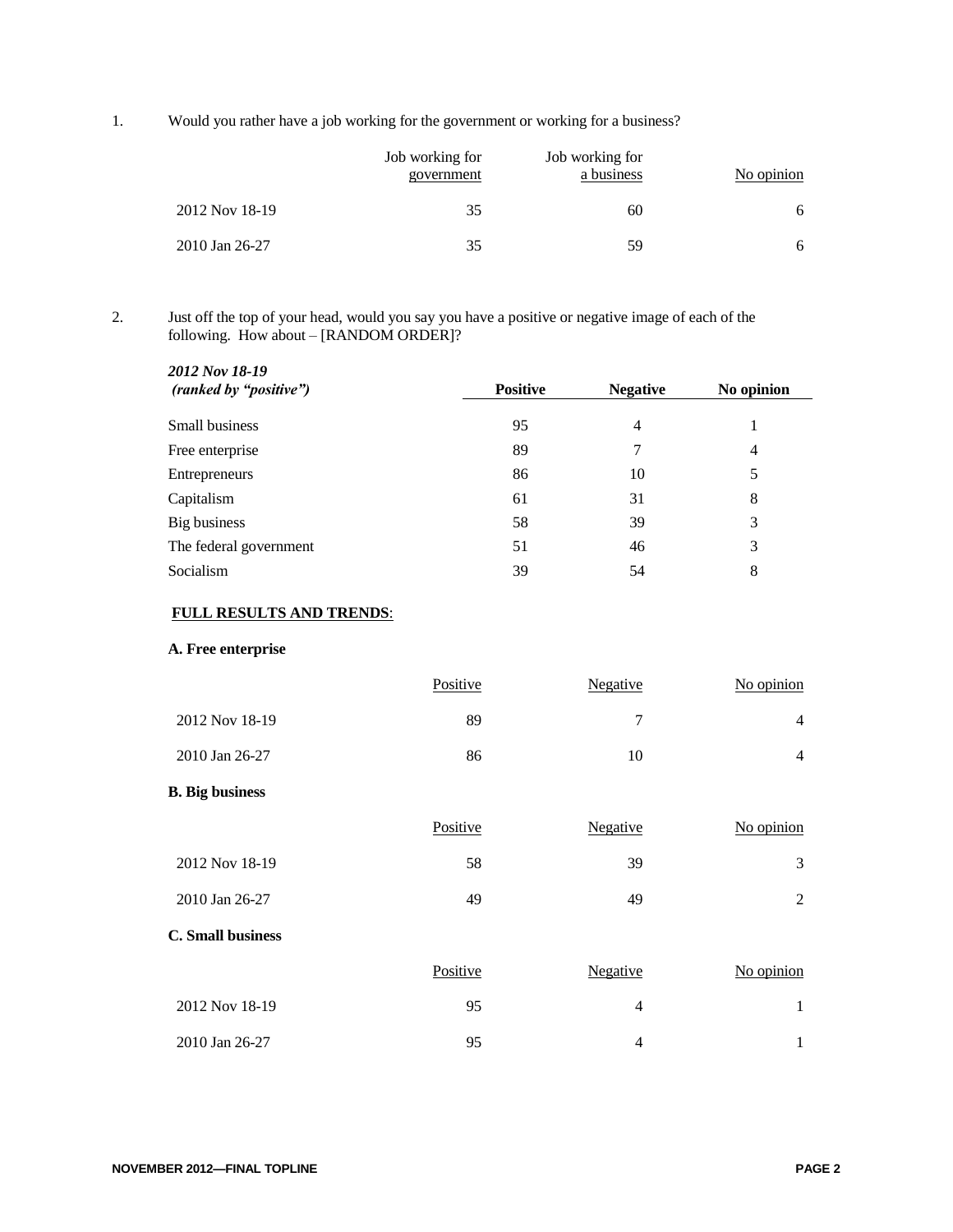1. Would you rather have a job working for the government or working for a business?

| | Job working for government | Job working for a business | No opinion |
|---|---|---|---|
| 2012 Nov 18-19 | 35 | 60 | 6 |
| 2010 Jan 26-27 | 35 | 59 | 6 |

2. Just off the top of your head, would you say you have a positive or negative image of each of the following. How about – [RANDOM ORDER]?

| ***2012 Nov 18-19*** ***(ranked by "positive")*** | **Positive** | **Negative** | **No opinion** |
|---|---|---|---|
| Small business | 95 | 4 | 1 |
| Free enterprise | 89 | 7 | 4 |
| Entrepreneurs | 86 | 10 | 5 |
| Capitalism | 61 | 31 | 8 |
| Big business | 58 | 39 | 3 |
| The federal government | 51 | 46 | 3 |
| Socialism | 39 | 54 | 8 |

**FULL RESULTS AND TRENDS**:

**A. Free enterprise**

| | Positive | Negative | No opinion |
|---|---|---|---|
| 2012 Nov 18-19 | 89 | 7 | 4 |
| 2010 Jan 26-27 | 86 | 10 | 4 |

**B. Big business**

| | Positive | Negative | No opinion |
|---|---|---|---|
| 2012 Nov 18-19 | 58 | 39 | 3 |
| 2010 Jan 26-27 | 49 | 49 | 2 |

**C. Small business**

| | Positive | Negative | No opinion |
|---|---|---|---|
| 2012 Nov 18-19 | 95 | 4 | 1 |
| 2010 Jan 26-27 | 95 | 4 | 1 |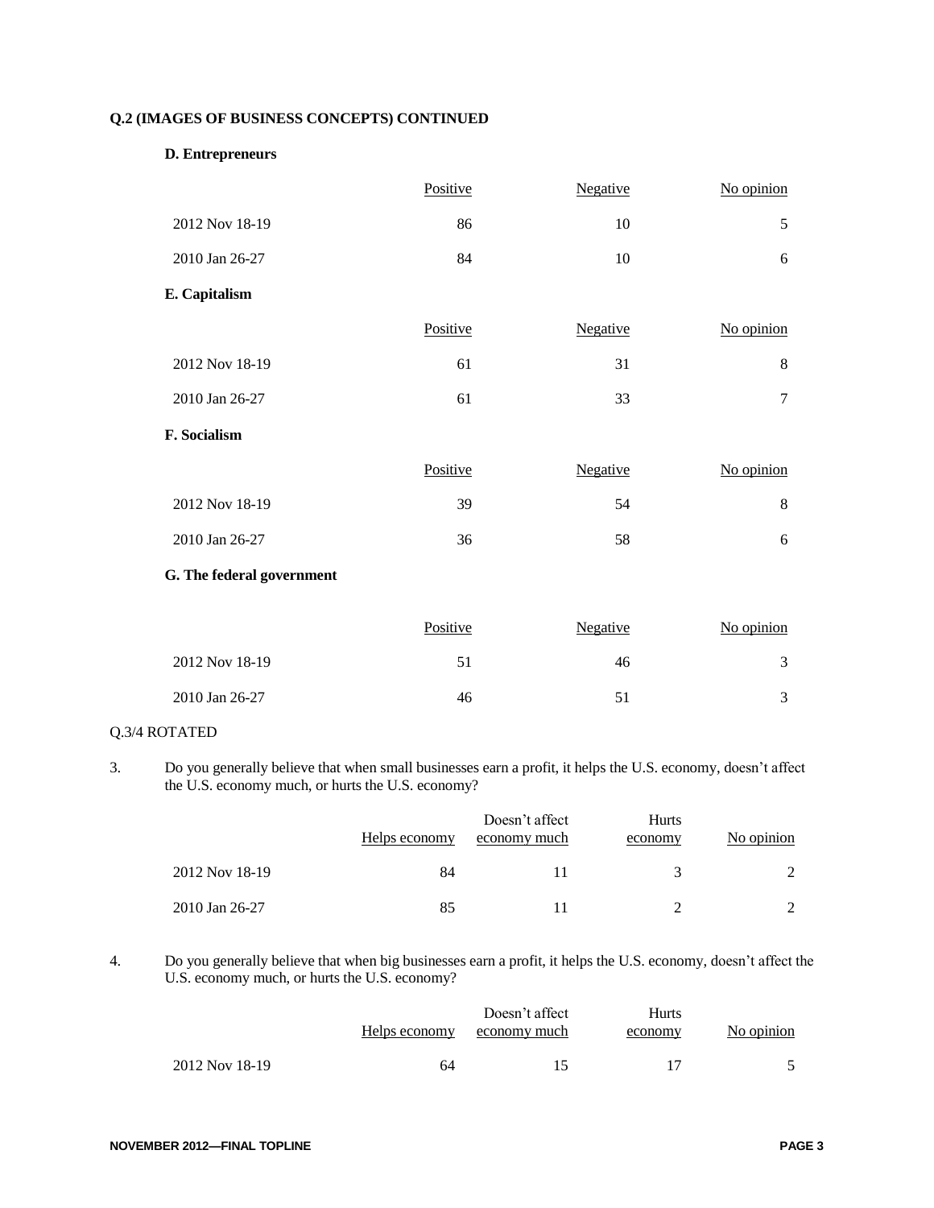**Q.2 (IMAGES OF BUSINESS CONCEPTS) CONTINUED**

**D. Entrepreneurs**

| | Positive | Negative | No opinion |
|---|---|---|---|
| 2012 Nov 18-19 | 86 | 10 | 5 |
| 2010 Jan 26-27 | 84 | 10 | 6 |

**E. Capitalism**

| | Positive | Negative | No opinion |
|---|---|---|---|
| 2012 Nov 18-19 | 61 | 31 | 8 |
| 2010 Jan 26-27 | 61 | 33 | 7 |

**F. Socialism**

| | Positive | Negative | No opinion |
|---|---|---|---|
| 2012 Nov 18-19 | 39 | 54 | 8 |
| 2010 Jan 26-27 | 36 | 58 | 6 |

**G. The federal government**

| | Positive | Negative | No opinion |
|---|---|---|---|
| 2012 Nov 18-19 | 51 | 46 | 3 |
| 2010 Jan 26-27 | 46 | 51 | 3 |

Q.3/4 ROTATED

3. Do you generally believe that when small businesses earn a profit, it helps the U.S. economy, doesn't affect the U.S. economy much, or hurts the U.S. economy?

| | Helps economy | Doesn't affect economy much | Hurts economy | No opinion |
|---|---|---|---|---|
| 2012 Nov 18-19 | 84 | 11 | 3 | 2 |
| 2010 Jan 26-27 | 85 | 11 | 2 | 2 |

4. Do you generally believe that when big businesses earn a profit, it helps the U.S. economy, doesn't affect the U.S. economy much, or hurts the U.S. economy?

| | Helps economy | Doesn't affect economy much | Hurts economy | No opinion |
|---|---|---|---|---|
| 2012 Nov 18-19 | 64 | 15 | 17 | 5 |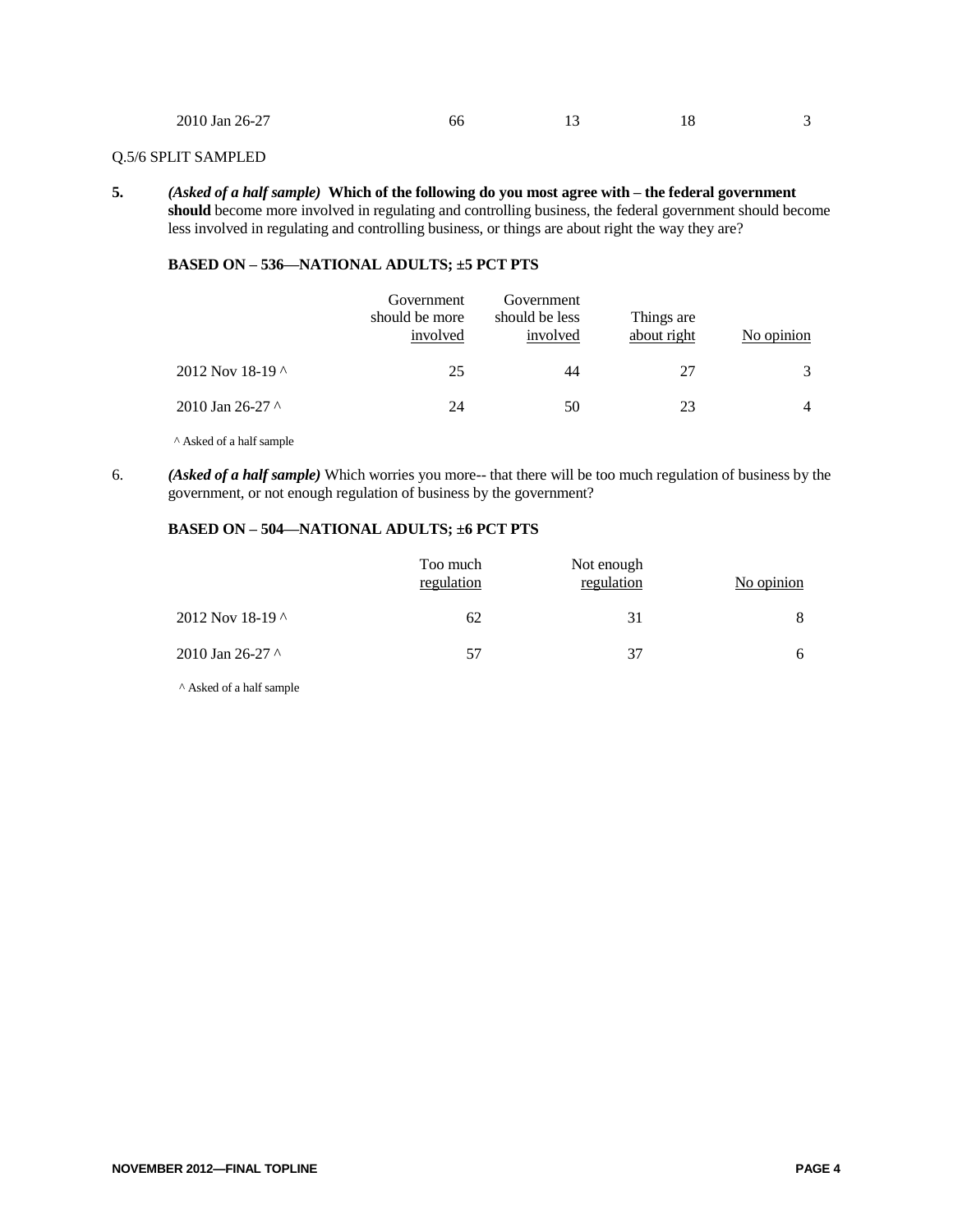| | | | | |
|---|---|---|---|---|
| 2010 Jan 26-27 | 66 | 13 | 18 | 3 |

Q.5/6 SPLIT SAMPLED

**5.** ***(Asked of a half sample)*** **Which of the following do you most agree with – the federal government should** become more involved in regulating and controlling business, the federal government should become less involved in regulating and controlling business, or things are about right the way they are?

**BASED ON – 536—NATIONAL ADULTS; ±5 PCT PTS**

| | Government should be more involved | Government should be less involved | Things are about right | No opinion |
|---|---|---|---|---|
| 2012 Nov 18-19 ^ | 25 | 44 | 27 | 3 |
| 2010 Jan 26-27 ^ | 24 | 50 | 23 | 4 |

^ Asked of a half sample

6. ***(Asked of a half sample)*** Which worries you more-- that there will be too much regulation of business by the government, or not enough regulation of business by the government?

**BASED ON – 504—NATIONAL ADULTS; ±6 PCT PTS**

| | Too much regulation | Not enough regulation | No opinion |
|---|---|---|---|
| 2012 Nov 18-19 ^ | 62 | 31 | 8 |
| 2010 Jan 26-27 ^ | 57 | 37 | 6 |

^ Asked of a half sample